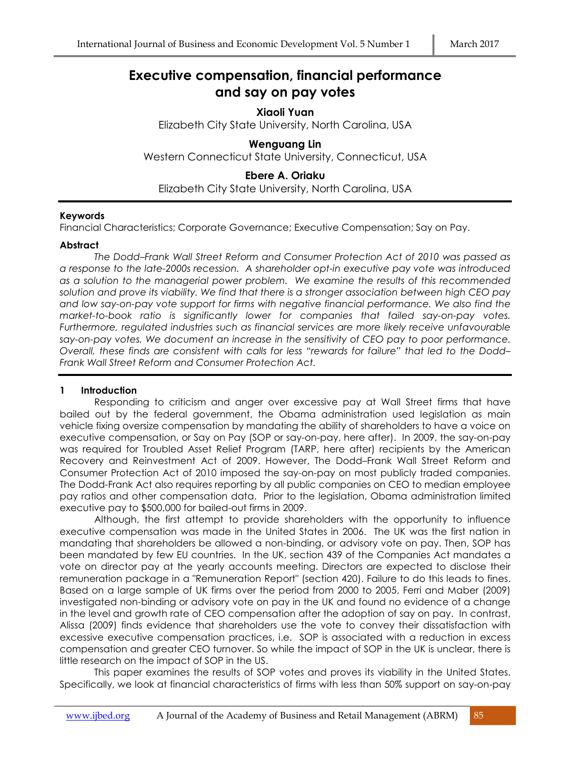# Executive compensation, financial performance and say on pay votes

**Xiaoli Yuan**
Elizabeth City State University, North Carolina, USA

**Wenguang Lin**
Western Connecticut State University, Connecticut, USA

**Ebere A. Oriaku**
Elizabeth City State University, North Carolina, USA

### Keywords

Financial Characteristics; Corporate Governance; Executive Compensation; Say on Pay.

### Abstract

*The Dodd–Frank Wall Street Reform and Consumer Protection Act of 2010 was passed as a response to the late-2000s recession. A shareholder opt-in executive pay vote was introduced as a solution to the managerial power problem. We examine the results of this recommended solution and prove its viability. We find that there is a stronger association between high CEO pay and low say-on-pay vote support for firms with negative financial performance. We also find the market-to-book ratio is significantly lower for companies that failed say-on-pay votes. Furthermore, regulated industries such as financial services are more likely receive unfavourable say-on-pay votes. We document an increase in the sensitivity of CEO pay to poor performance. Overall, these finds are consistent with calls for less "rewards for failure" that led to the Dodd–Frank Wall Street Reform and Consumer Protection Act.*

## 1 Introduction

Responding to criticism and anger over excessive pay at Wall Street firms that have bailed out by the federal government, the Obama administration used legislation as main vehicle fixing oversize compensation by mandating the ability of shareholders to have a voice on executive compensation, or Say on Pay (SOP or say-on-pay, here after). In 2009, the say-on-pay was required for Troubled Asset Relief Program (TARP, here after) recipients by the American Recovery and Reinvestment Act of 2009. However, The Dodd–Frank Wall Street Reform and Consumer Protection Act of 2010 imposed the say-on-pay on most publicly traded companies. The Dodd-Frank Act also requires reporting by all public companies on CEO to median employee pay ratios and other compensation data. Prior to the legislation, Obama administration limited executive pay to $500,000 for bailed-out firms in 2009.

Although, the first attempt to provide shareholders with the opportunity to influence executive compensation was made in the United States in 2006. The UK was the first nation in mandating that shareholders be allowed a non-binding, or advisory vote on pay. Then, SOP has been mandated by few EU countries. In the UK, section 439 of the Companies Act mandates a vote on director pay at the yearly accounts meeting. Directors are expected to disclose their remuneration package in a "Remuneration Report" (section 420). Failure to do this leads to fines. Based on a large sample of UK firms over the period from 2000 to 2005, Ferri and Maber (2009) investigated non-binding or advisory vote on pay in the UK and found no evidence of a change in the level and growth rate of CEO compensation after the adoption of say on pay. In contrast, Alissa (2009) finds evidence that shareholders use the vote to convey their dissatisfaction with excessive executive compensation practices, i.e. SOP is associated with a reduction in excess compensation and greater CEO turnover. So while the impact of SOP in the UK is unclear, there is little research on the impact of SOP in the US.

This paper examines the results of SOP votes and proves its viability in the United States. Specifically, we look at financial characteristics of firms with less than 50% support on say-on-pay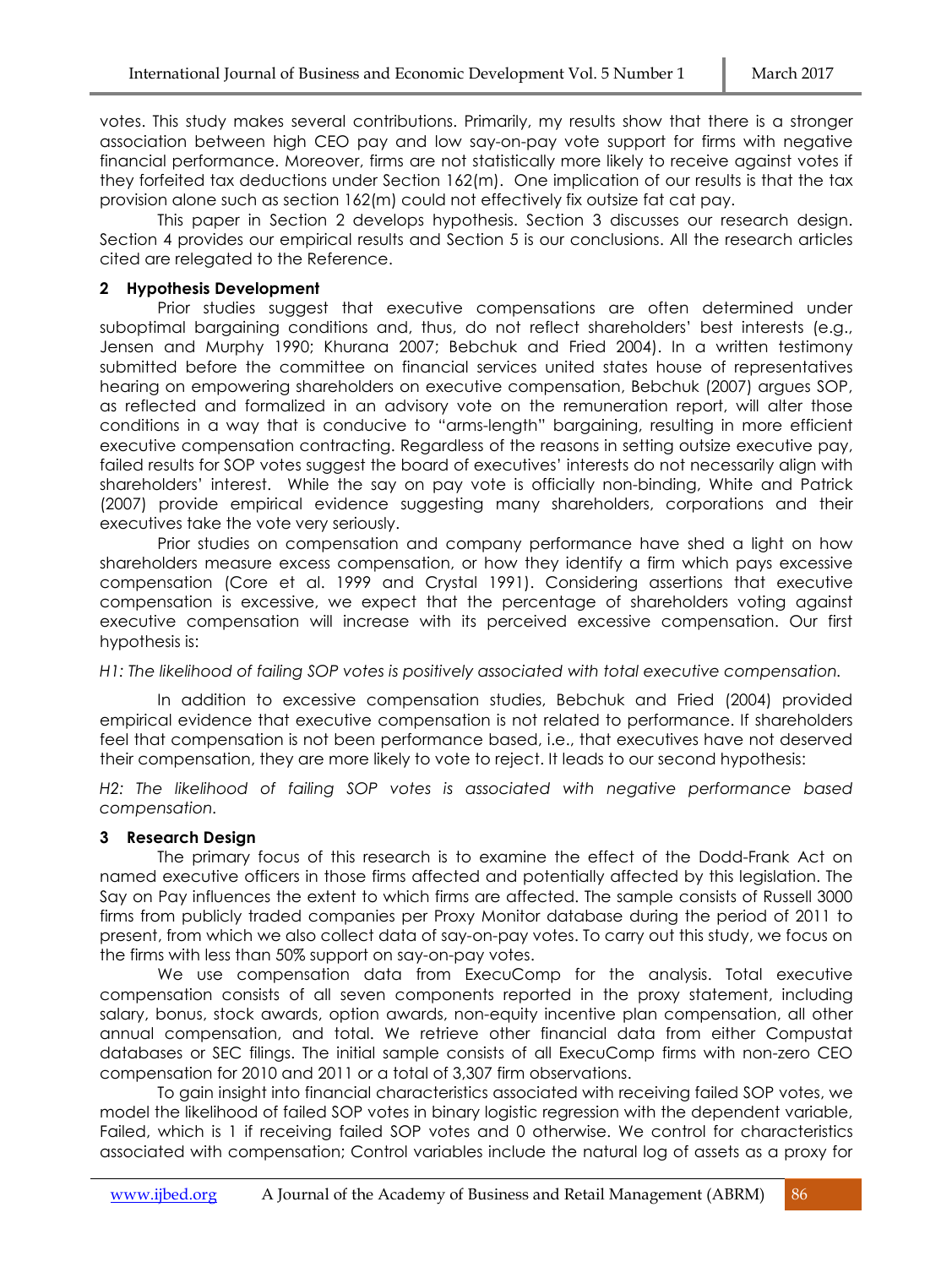votes. This study makes several contributions. Primarily, my results show that there is a stronger association between high CEO pay and low say-on-pay vote support for firms with negative financial performance. Moreover, firms are not statistically more likely to receive against votes if they forfeited tax deductions under Section 162(m). One implication of our results is that the tax provision alone such as section 162(m) could not effectively fix outsize fat cat pay.

This paper in Section 2 develops hypothesis. Section 3 discusses our research design. Section 4 provides our empirical results and Section 5 is our conclusions. All the research articles cited are relegated to the Reference.

## 2 Hypothesis Development

Prior studies suggest that executive compensations are often determined under suboptimal bargaining conditions and, thus, do not reflect shareholders' best interests (e.g., Jensen and Murphy 1990; Khurana 2007; Bebchuk and Fried 2004). In a written testimony submitted before the committee on financial services united states house of representatives hearing on empowering shareholders on executive compensation, Bebchuk (2007) argues SOP, as reflected and formalized in an advisory vote on the remuneration report, will alter those conditions in a way that is conducive to "arms-length" bargaining, resulting in more efficient executive compensation contracting. Regardless of the reasons in setting outsize executive pay, failed results for SOP votes suggest the board of executives' interests do not necessarily align with shareholders' interest. While the say on pay vote is officially non-binding, White and Patrick (2007) provide empirical evidence suggesting many shareholders, corporations and their executives take the vote very seriously.

Prior studies on compensation and company performance have shed a light on how shareholders measure excess compensation, or how they identify a firm which pays excessive compensation (Core et al. 1999 and Crystal 1991). Considering assertions that executive compensation is excessive, we expect that the percentage of shareholders voting against executive compensation will increase with its perceived excessive compensation. Our first hypothesis is:

*H1: The likelihood of failing SOP votes is positively associated with total executive compensation.*

In addition to excessive compensation studies, Bebchuk and Fried (2004) provided empirical evidence that executive compensation is not related to performance. If shareholders feel that compensation is not been performance based, i.e., that executives have not deserved their compensation, they are more likely to vote to reject. It leads to our second hypothesis:

*H2: The likelihood of failing SOP votes is associated with negative performance based compensation.*

## 3 Research Design

The primary focus of this research is to examine the effect of the Dodd-Frank Act on named executive officers in those firms affected and potentially affected by this legislation. The Say on Pay influences the extent to which firms are affected. The sample consists of Russell 3000 firms from publicly traded companies per Proxy Monitor database during the period of 2011 to present, from which we also collect data of say-on-pay votes. To carry out this study, we focus on the firms with less than 50% support on say-on-pay votes.

We use compensation data from ExecuComp for the analysis. Total executive compensation consists of all seven components reported in the proxy statement, including salary, bonus, stock awards, option awards, non-equity incentive plan compensation, all other annual compensation, and total. We retrieve other financial data from either Compustat databases or SEC filings. The initial sample consists of all ExecuComp firms with non-zero CEO compensation for 2010 and 2011 or a total of 3,307 firm observations.

To gain insight into financial characteristics associated with receiving failed SOP votes, we model the likelihood of failed SOP votes in binary logistic regression with the dependent variable, Failed, which is 1 if receiving failed SOP votes and 0 otherwise. We control for characteristics associated with compensation; Control variables include the natural log of assets as a proxy for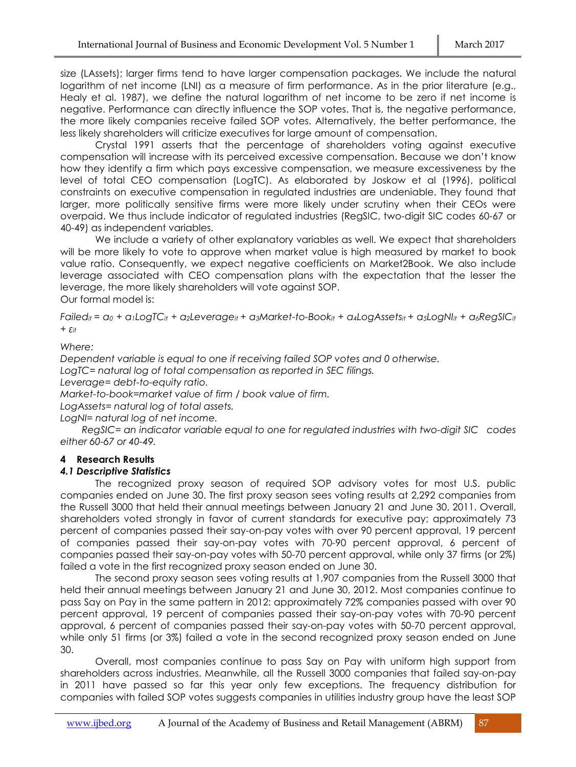size (LAssets); larger firms tend to have larger compensation packages. We include the natural logarithm of net income (LNI) as a measure of firm performance. As in the prior literature (e.g., Healy et al. 1987), we define the natural logarithm of net income to be zero if net income is negative. Performance can directly influence the SOP votes. That is, the negative performance, the more likely companies receive failed SOP votes. Alternatively, the better performance, the less likely shareholders will criticize executives for large amount of compensation.

Crystal 1991 asserts that the percentage of shareholders voting against executive compensation will increase with its perceived excessive compensation. Because we don't know how they identify a firm which pays excessive compensation, we measure excessiveness by the level of total CEO compensation (LogTC). As elaborated by Joskow et al (1996), political constraints on executive compensation in regulated industries are undeniable. They found that larger, more politically sensitive firms were more likely under scrutiny when their CEOs were overpaid. We thus include indicator of regulated industries (RegSIC, two-digit SIC codes 60-67 or 40-49) as independent variables.

We include a variety of other explanatory variables as well. We expect that shareholders will be more likely to vote to approve when market value is high measured by market to book value ratio. Consequently, we expect negative coefficients on Market2Book. We also include leverage associated with CEO compensation plans with the expectation that the lesser the leverage, the more likely shareholders will vote against SOP.

Our formal model is:

$$Failed_{it} = a_0 + a_1 LogTC_{it} + a_2 Leverage_{it} + a_3 Market\text{-}to\text{-}Book_{it} + a_4 LogAssets_{it} + a_5 LogNI_{it} + a_6 RegSIC_{it} + \varepsilon_{it}$$

*Where:*

*Dependent variable is equal to one if receiving failed SOP votes and 0 otherwise.*

*LogTC= natural log of total compensation as reported in SEC filings.*

*Leverage= debt-to-equity ratio.*

*Market-to-book=market value of firm / book value of firm.*

*LogAssets= natural log of total assets.*

*LogNI= natural log of net income.*

*RegSIC= an indicator variable equal to one for regulated industries with two-digit SIC codes either 60-67 or 40-49.*

## 4 Research Results

### *4.1 Descriptive Statistics*

The recognized proxy season of required SOP advisory votes for most U.S. public companies ended on June 30. The first proxy season sees voting results at 2,292 companies from the Russell 3000 that held their annual meetings between January 21 and June 30, 2011. Overall, shareholders voted strongly in favor of current standards for executive pay; approximately 73 percent of companies passed their say-on-pay votes with over 90 percent approval, 19 percent of companies passed their say-on-pay votes with 70-90 percent approval, 6 percent of companies passed their say-on-pay votes with 50-70 percent approval, while only 37 firms (or 2%) failed a vote in the first recognized proxy season ended on June 30.

The second proxy season sees voting results at 1,907 companies from the Russell 3000 that held their annual meetings between January 21 and June 30, 2012. Most companies continue to pass Say on Pay in the same pattern in 2012: approximately 72% companies passed with over 90 percent approval, 19 percent of companies passed their say-on-pay votes with 70-90 percent approval, 6 percent of companies passed their say-on-pay votes with 50-70 percent approval, while only 51 firms (or 3%) failed a vote in the second recognized proxy season ended on June 30.

Overall, most companies continue to pass Say on Pay with uniform high support from shareholders across industries. Meanwhile, all the Russell 3000 companies that failed say-on-pay in 2011 have passed so far this year only few exceptions. The frequency distribution for companies with failed SOP votes suggests companies in utilities industry group have the least SOP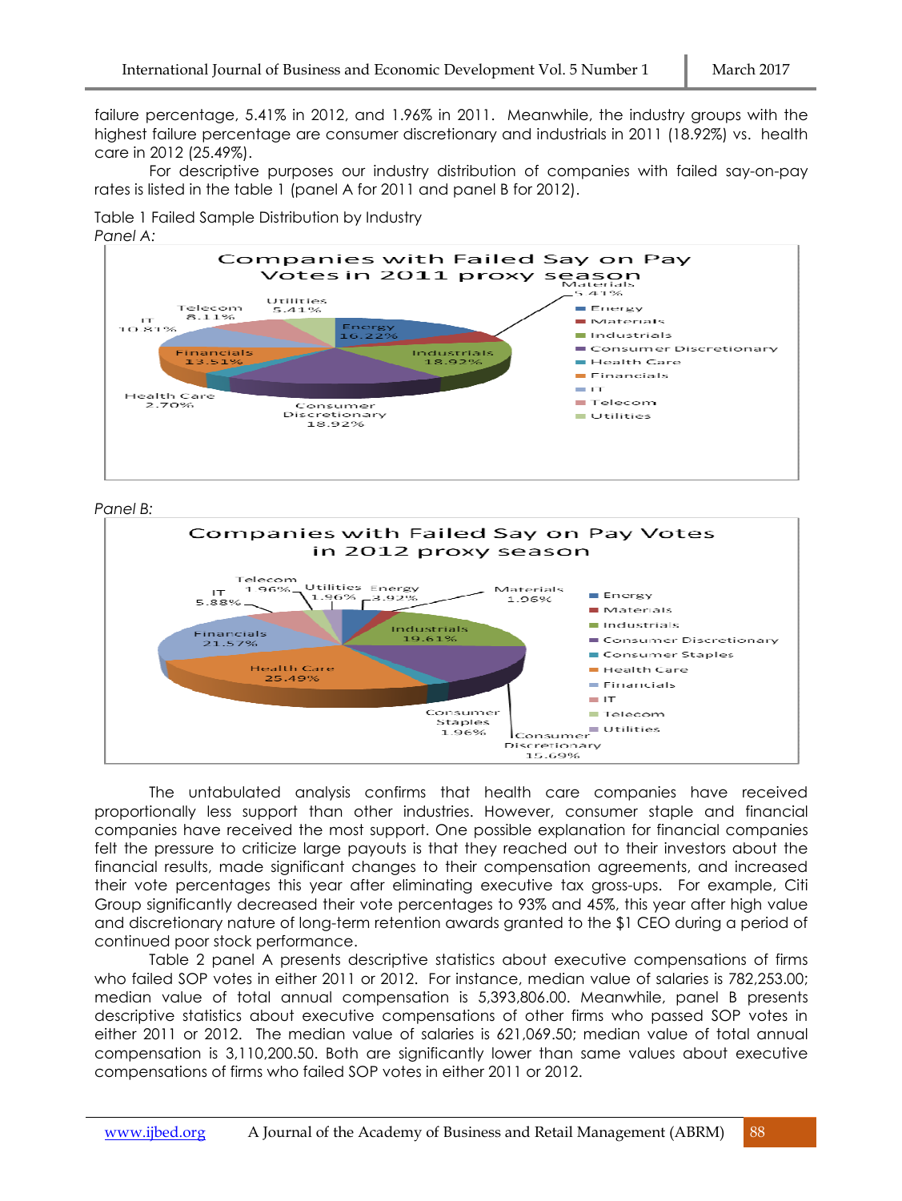failure percentage, 5.41% in 2012, and 1.96% in 2011. Meanwhile, the industry groups with the highest failure percentage are consumer discretionary and industrials in 2011 (18.92%) vs. health care in 2012 (25.49%).

For descriptive purposes our industry distribution of companies with failed say-on-pay rates is listed in the table 1 (panel A for 2011 and panel B for 2012).

Table 1 Failed Sample Distribution by Industry

*Panel A:*

Companies with Failed Say on Pay Votes in 2011 proxy season

Materials 5.41%
Energy 16.22%
Industrials 18.92%
Consumer Discretionary 18.92%
Health Care 2.70%
Financials 13.51%
IT 10.81%
Telecom 8.11%
Utilities 5.41%

Energy
Materials
Industrials
Consumer Discretionary
Health Care
Financials
IT
Telecom
Utilities

*Panel B:*

Companies with Failed Say on Pay Votes in 2012 proxy season

Telecom 1.96%
IT 5.88%
Utilities 1.96%
Energy 3.92%
Materials 1.96%
Industrials 19.61%
Financials 21.57%
Health Care 25.49%
Consumer Staples 1.96%
Consumer Discretionary 15.69%

Energy
Materials
Industrials
Consumer Discretionary
Consumer Staples
Health Care
Financials
IT
Telecom
Utilities

The untabulated analysis confirms that health care companies have received proportionally less support than other industries. However, consumer staple and financial companies have received the most support. One possible explanation for financial companies felt the pressure to criticize large payouts is that they reached out to their investors about the financial results, made significant changes to their compensation agreements, and increased their vote percentages this year after eliminating executive tax gross-ups. For example, Citi Group significantly decreased their vote percentages to 93% and 45%, this year after high value and discretionary nature of long-term retention awards granted to the $1 CEO during a period of continued poor stock performance.

Table 2 panel A presents descriptive statistics about executive compensations of firms who failed SOP votes in either 2011 or 2012. For instance, median value of salaries is 782,253.00; median value of total annual compensation is 5,393,806.00. Meanwhile, panel B presents descriptive statistics about executive compensations of other firms who passed SOP votes in either 2011 or 2012. The median value of salaries is 621,069.50; median value of total annual compensation is 3,110,200.50. Both are significantly lower than same values about executive compensations of firms who failed SOP votes in either 2011 or 2012.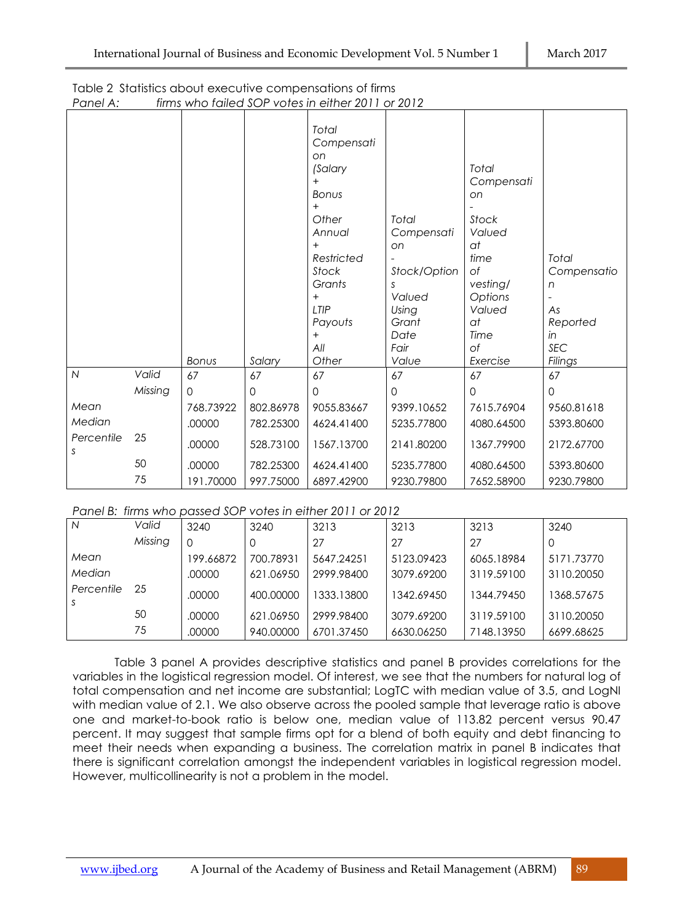Table 2 Statistics about executive compensations of firms

*Panel A: firms who failed SOP votes in either 2011 or 2012*

| | | *Bonus* | *Salary* | *Total Compensation (Salary + Bonus + Other Annual + Restricted Stock Grants + LTIP Payouts + All Other* | *Total Compensation - Stock/Options Valued Using Grant Date Fair Value* | *Total Compensation - Stock Valued at time of vesting/ Options Valued at Time of Exercise* | *Total Compensation - As Reported in SEC Filings* |
|---|---|---|---|---|---|---|---|
| *N* | *Valid* | 67 | 67 | 67 | 67 | 67 | 67 |
| | *Missing* | 0 | 0 | 0 | 0 | 0 | 0 |
| *Mean* | | 768.73922 | 802.86978 | 9055.83667 | 9399.10652 | 7615.76904 | 9560.81618 |
| *Median* | | .00000 | 782.25300 | 4624.41400 | 5235.77800 | 4080.64500 | 5393.80600 |
| *Percentiles* | 25 | .00000 | 528.73100 | 1567.13700 | 2141.80200 | 1367.79900 | 2172.67700 |
| | 50 | .00000 | 782.25300 | 4624.41400 | 5235.77800 | 4080.64500 | 5393.80600 |
| | 75 | 191.70000 | 997.75000 | 6897.42900 | 9230.79800 | 7652.58900 | 9230.79800 |

*Panel B: firms who passed SOP votes in either 2011 or 2012*

| | | | | | | | |
|---|---|---|---|---|---|---|---|
| *N* | *Valid* | 3240 | 3240 | 3213 | 3213 | 3213 | 3240 |
| | *Missing* | 0 | 0 | 27 | 27 | 27 | 0 |
| *Mean* | | 199.66872 | 700.78931 | 5647.24251 | 5123.09423 | 6065.18984 | 5171.73770 |
| *Median* | | .00000 | 621.06950 | 2999.98400 | 3079.69200 | 3119.59100 | 3110.20050 |
| *Percentiles* | 25 | .00000 | 400.00000 | 1333.13800 | 1342.69450 | 1344.79450 | 1368.57675 |
| | 50 | .00000 | 621.06950 | 2999.98400 | 3079.69200 | 3119.59100 | 3110.20050 |
| | 75 | .00000 | 940.00000 | 6701.37450 | 6630.06250 | 7148.13950 | 6699.68625 |

Table 3 panel A provides descriptive statistics and panel B provides correlations for the variables in the logistical regression model. Of interest, we see that the numbers for natural log of total compensation and net income are substantial; LogTC with median value of 3.5, and LogNI with median value of 2.1. We also observe across the pooled sample that leverage ratio is above one and market-to-book ratio is below one, median value of 113.82 percent versus 90.47 percent. It may suggest that sample firms opt for a blend of both equity and debt financing to meet their needs when expanding a business. The correlation matrix in panel B indicates that there is significant correlation amongst the independent variables in logistical regression model. However, multicollinearity is not a problem in the model.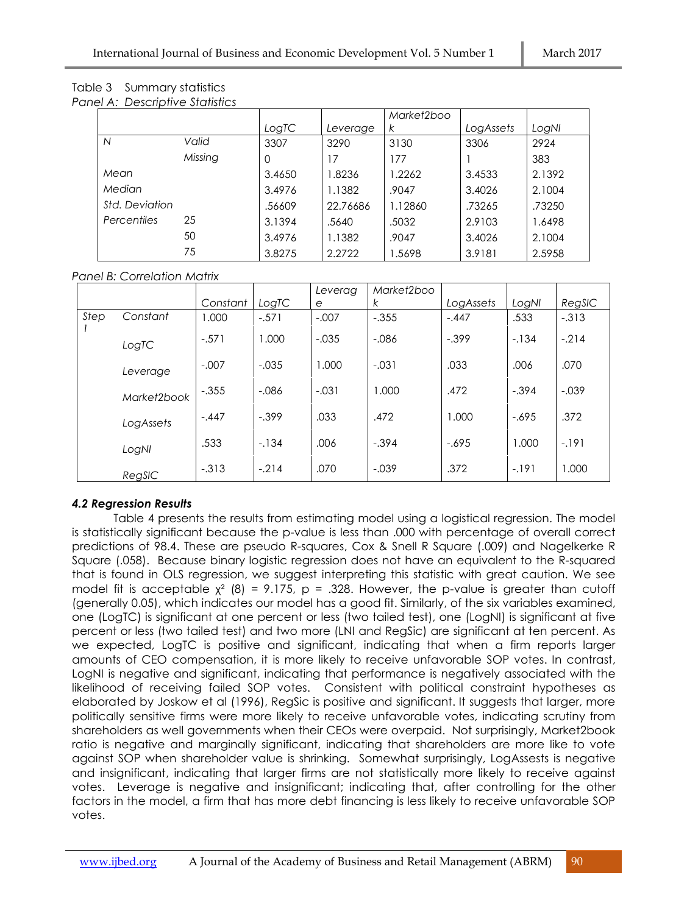Table 3 Summary statistics

*Panel A: Descriptive Statistics*

| | | LogTC | Leverage | Market2book | LogAssets | LogNI |
|---|---|---|---|---|---|---|
| *N* | *Valid* | 3307 | 3290 | 3130 | 3306 | 2924 |
| | *Missing* | 0 | 17 | 177 | 1 | 383 |
| *Mean* | | 3.4650 | 1.8236 | 1.2262 | 3.4533 | 2.1392 |
| *Median* | | 3.4976 | 1.1382 | .9047 | 3.4026 | 2.1004 |
| *Std. Deviation* | | .56609 | 22.76686 | 1.12860 | .73265 | .73250 |
| *Percentiles* | 25 | 3.1394 | .5640 | .5032 | 2.9103 | 1.6498 |
| | 50 | 3.4976 | 1.1382 | .9047 | 3.4026 | 2.1004 |
| | 75 | 3.8275 | 2.2722 | 1.5698 | 3.9181 | 2.5958 |

*Panel B: Correlation Matrix*

| | | Constant | LogTC | Leverage | Market2book | LogAssets | LogNI | RegSIC |
|---|---|---|---|---|---|---|---|---|
| *Step 1* | *Constant* | 1.000 | -.571 | -.007 | -.355 | -.447 | .533 | -.313 |
| | *LogTC* | -.571 | 1.000 | -.035 | -.086 | -.399 | -.134 | -.214 |
| | *Leverage* | -.007 | -.035 | 1.000 | -.031 | .033 | .006 | .070 |
| | *Market2book* | -.355 | -.086 | -.031 | 1.000 | .472 | -.394 | -.039 |
| | *LogAssets* | -.447 | -.399 | .033 | .472 | 1.000 | -.695 | .372 |
| | *LogNI* | .533 | -.134 | .006 | -.394 | -.695 | 1.000 | -.191 |
| | *RegSIC* | -.313 | -.214 | .070 | -.039 | .372 | -.191 | 1.000 |

### *4.2 Regression Results*

Table 4 presents the results from estimating model using a logistical regression. The model is statistically significant because the p-value is less than .000 with percentage of overall correct predictions of 98.4. These are pseudo R-squares, Cox & Snell R Square (.009) and Nagelkerke R Square (.058). Because binary logistic regression does not have an equivalent to the R-squared that is found in OLS regression, we suggest interpreting this statistic with great caution. We see model fit is acceptable $\chi^2$ (8) = 9.175, p = .328. However, the p-value is greater than cutoff (generally 0.05), which indicates our model has a good fit. Similarly, of the six variables examined, one (LogTC) is significant at one percent or less (two tailed test), one (LogNI) is significant at five percent or less (two tailed test) and two more (LNI and RegSic) are significant at ten percent. As we expected, LogTC is positive and significant, indicating that when a firm reports larger amounts of CEO compensation, it is more likely to receive unfavorable SOP votes. In contrast, LogNI is negative and significant, indicating that performance is negatively associated with the likelihood of receiving failed SOP votes. Consistent with political constraint hypotheses as elaborated by Joskow et al (1996), RegSic is positive and significant. It suggests that larger, more politically sensitive firms were more likely to receive unfavorable votes, indicating scrutiny from shareholders as well governments when their CEOs were overpaid. Not surprisingly, Market2book ratio is negative and marginally significant, indicating that shareholders are more like to vote against SOP when shareholder value is shrinking. Somewhat surprisingly, LogAssests is negative and insignificant, indicating that larger firms are not statistically more likely to receive against votes. Leverage is negative and insignificant; indicating that, after controlling for the other factors in the model, a firm that has more debt financing is less likely to receive unfavorable SOP votes.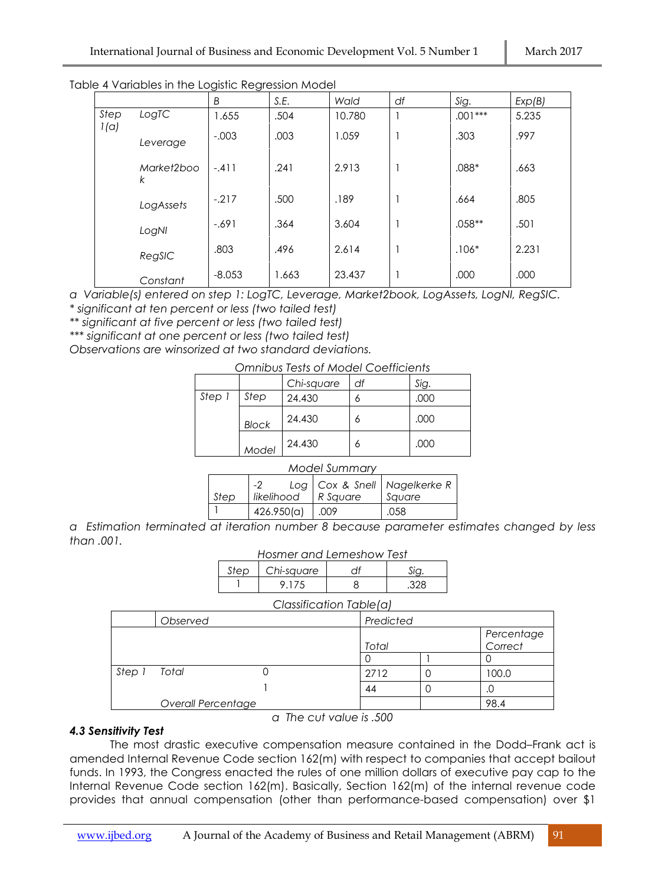Table 4 Variables in the Logistic Regression Model

| | | B | S.E. | Wald | df | Sig. | Exp(B) |
|---|---|---|---|---|---|---|---|
| Step 1(a) | LogTC | 1.655 | .504 | 10.780 | 1 | .001*** | 5.235 |
| | Leverage | -.003 | .003 | 1.059 | 1 | .303 | .997 |
| | Market2book | -.411 | .241 | 2.913 | 1 | .088* | .663 |
| | LogAssets | -.217 | .500 | .189 | 1 | .664 | .805 |
| | LogNI | -.691 | .364 | 3.604 | 1 | .058** | .501 |
| | RegSIC | .803 | .496 | 2.614 | 1 | .106* | 2.231 |
| | Constant | -8.053 | 1.663 | 23.437 | 1 | .000 | .000 |

*a Variable(s) entered on step 1: LogTC, Leverage, Market2book, LogAssets, LogNI, RegSIC.*
*\* significant at ten percent or less (two tailed test)*
*\*\* significant at five percent or less (two tailed test)*
*\*\*\* significant at one percent or less (two tailed test)*
*Observations are winsorized at two standard deviations.*

*Omnibus Tests of Model Coefficients*

| | | Chi-square | df | Sig. |
|---|---|---|---|---|
| Step 1 | Step | 24.430 | 6 | .000 |
| | Block | 24.430 | 6 | .000 |
| | Model | 24.430 | 6 | .000 |

*Model Summary*

| Step | -2 Log likelihood | Cox & Snell R Square | Nagelkerke R Square |
|---|---|---|---|
| 1 | 426.950(a) | .009 | .058 |

*a Estimation terminated at iteration number 8 because parameter estimates changed by less than .001.*

*Hosmer and Lemeshow Test*

| Step | Chi-square | df | Sig. |
|---|---|---|---|
| 1 | 9.175 | 8 | .328 |

*Classification Table(a)*

| | Observed | | Predicted | | |
|---|---|---|---|---|---|
| | | | Total | | Percentage Correct |
| | | | 0 | 1 | 0 |
| Step 1 | Total | 0 | 2712 | 0 | 100.0 |
| | | 1 | 44 | 0 | .0 |
| | Overall Percentage | | | | 98.4 |

*a The cut value is .500*

### 4.3 Sensitivity Test

The most drastic executive compensation measure contained in the Dodd–Frank act is amended Internal Revenue Code section 162(m) with respect to companies that accept bailout funds. In 1993, the Congress enacted the rules of one million dollars of executive pay cap to the Internal Revenue Code section 162(m). Basically, Section 162(m) of the internal revenue code provides that annual compensation (other than performance-based compensation) over $1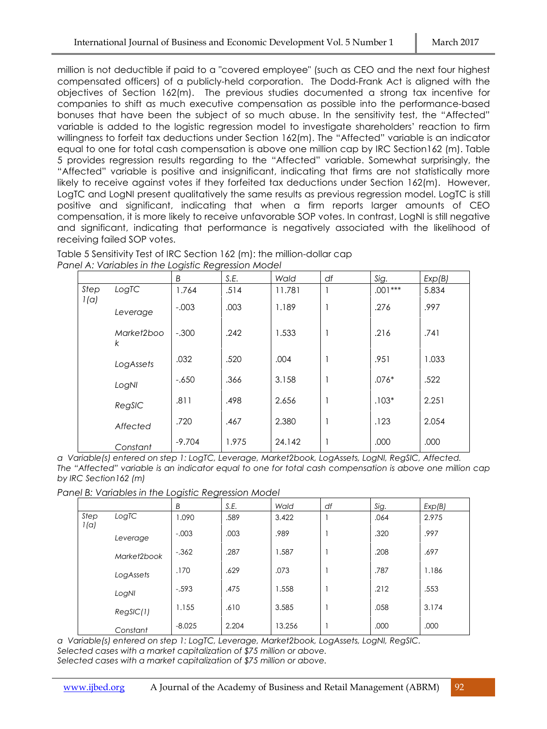million is not deductible if paid to a "covered employee" (such as CEO and the next four highest compensated officers) of a publicly-held corporation. The Dodd-Frank Act is aligned with the objectives of Section 162(m). The previous studies documented a strong tax incentive for companies to shift as much executive compensation as possible into the performance-based bonuses that have been the subject of so much abuse. In the sensitivity test, the "Affected" variable is added to the logistic regression model to investigate shareholders' reaction to firm willingness to forfeit tax deductions under Section 162(m). The "Affected" variable is an indicator equal to one for total cash compensation is above one million cap by IRC Section162 (m). Table 5 provides regression results regarding to the "Affected" variable. Somewhat surprisingly, the "Affected" variable is positive and insignificant, indicating that firms are not statistically more likely to receive against votes if they forfeited tax deductions under Section 162(m). However, LogTC and LogNI present qualitatively the same results as previous regression model. LogTC is still positive and significant, indicating that when a firm reports larger amounts of CEO compensation, it is more likely to receive unfavorable SOP votes. In contrast, LogNI is still negative and significant, indicating that performance is negatively associated with the likelihood of receiving failed SOP votes.

Table 5 Sensitivity Test of IRC Section 162 (m): the million-dollar cap

*Panel A: Variables in the Logistic Regression Model*

| | | *B* | *S.E.* | *Wald* | *df* | *Sig.* | *Exp(B)* |
|---|---|---|---|---|---|---|---|
| *Step 1(a)* | *LogTC* | 1.764 | .514 | 11.781 | 1 | .001*** | 5.834 |
| | *Leverage* | -.003 | .003 | 1.189 | 1 | .276 | .997 |
| | *Market2book* | -.300 | .242 | 1.533 | 1 | .216 | .741 |
| | *LogAssets* | .032 | .520 | .004 | 1 | .951 | 1.033 |
| | *LogNI* | -.650 | .366 | 3.158 | 1 | .076* | .522 |
| | *RegSIC* | .811 | .498 | 2.656 | 1 | .103* | 2.251 |
| | *Affected* | .720 | .467 | 2.380 | 1 | .123 | 2.054 |
| | *Constant* | -9.704 | 1.975 | 24.142 | 1 | .000 | .000 |

*a Variable(s) entered on step 1: LogTC, Leverage, Market2book, LogAssets, LogNI, RegSIC, Affected.*
*The "Affected" variable is an indicator equal to one for total cash compensation is above one million cap by IRC Section162 (m)*

*Panel B: Variables in the Logistic Regression Model*

| | | *B* | *S.E.* | *Wald* | *df* | *Sig.* | *Exp(B)* |
|---|---|---|---|---|---|---|---|
| *Step 1(a)* | *LogTC* | 1.090 | .589 | 3.422 | 1 | .064 | 2.975 |
| | *Leverage* | -.003 | .003 | .989 | 1 | .320 | .997 |
| | *Market2book* | -.362 | .287 | 1.587 | 1 | .208 | .697 |
| | *LogAssets* | .170 | .629 | .073 | 1 | .787 | 1.186 |
| | *LogNI* | -.593 | .475 | 1.558 | 1 | .212 | .553 |
| | *RegSIC(1)* | 1.155 | .610 | 3.585 | 1 | .058 | 3.174 |
| | *Constant* | -8.025 | 2.204 | 13.256 | 1 | .000 | .000 |

*a Variable(s) entered on step 1: LogTC, Leverage, Market2book, LogAssets, LogNI, RegSIC.*
*Selected cases with a market capitalization of $75 million or above.*
*Selected cases with a market capitalization of $75 million or above.*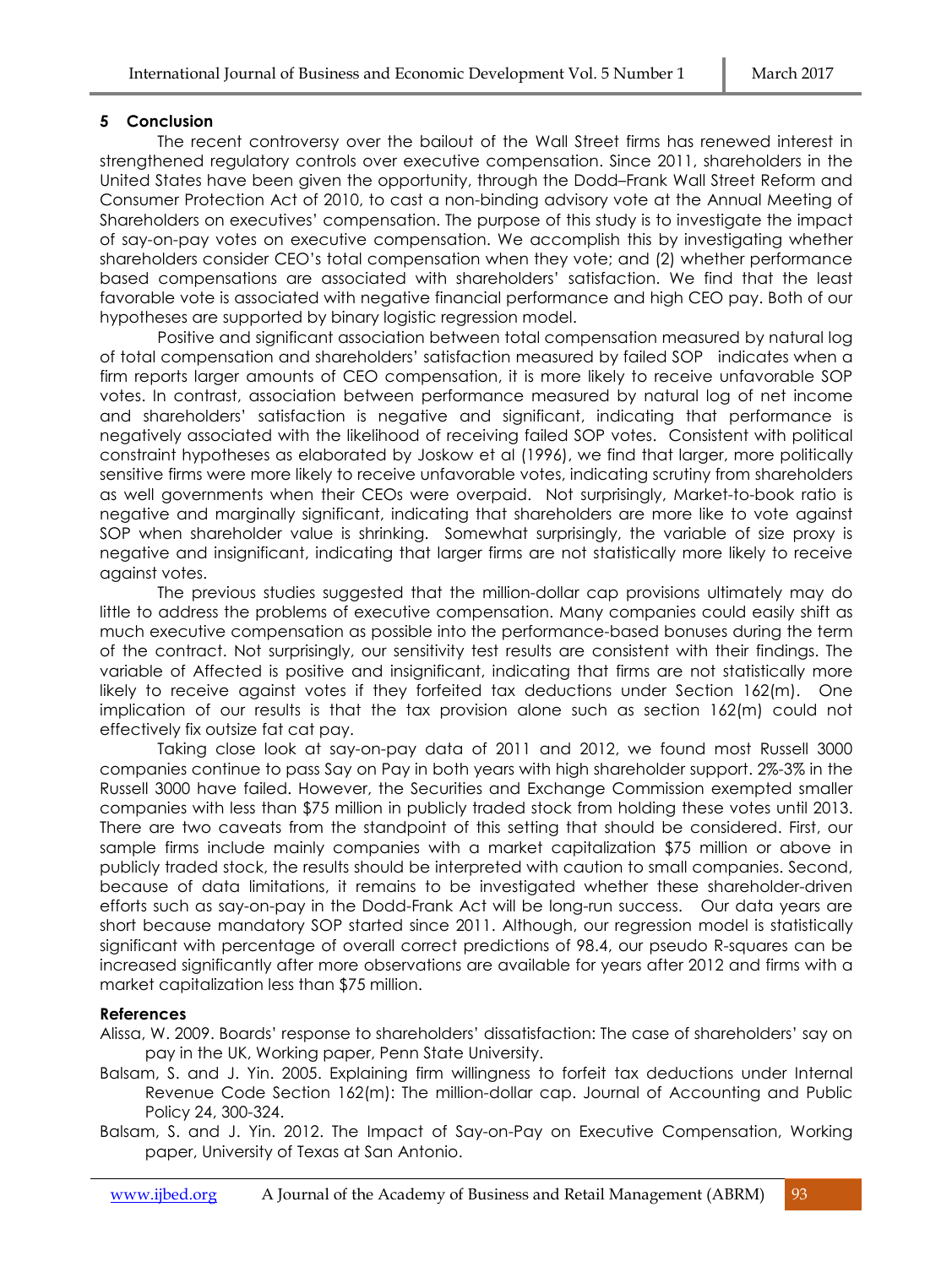## 5 Conclusion

The recent controversy over the bailout of the Wall Street firms has renewed interest in strengthened regulatory controls over executive compensation. Since 2011, shareholders in the United States have been given the opportunity, through the Dodd–Frank Wall Street Reform and Consumer Protection Act of 2010, to cast a non-binding advisory vote at the Annual Meeting of Shareholders on executives' compensation. The purpose of this study is to investigate the impact of say-on-pay votes on executive compensation. We accomplish this by investigating whether shareholders consider CEO's total compensation when they vote; and (2) whether performance based compensations are associated with shareholders' satisfaction. We find that the least favorable vote is associated with negative financial performance and high CEO pay. Both of our hypotheses are supported by binary logistic regression model.

Positive and significant association between total compensation measured by natural log of total compensation and shareholders' satisfaction measured by failed SOP indicates when a firm reports larger amounts of CEO compensation, it is more likely to receive unfavorable SOP votes. In contrast, association between performance measured by natural log of net income and shareholders' satisfaction is negative and significant, indicating that performance is negatively associated with the likelihood of receiving failed SOP votes. Consistent with political constraint hypotheses as elaborated by Joskow et al (1996), we find that larger, more politically sensitive firms were more likely to receive unfavorable votes, indicating scrutiny from shareholders as well governments when their CEOs were overpaid. Not surprisingly, Market-to-book ratio is negative and marginally significant, indicating that shareholders are more like to vote against SOP when shareholder value is shrinking. Somewhat surprisingly, the variable of size proxy is negative and insignificant, indicating that larger firms are not statistically more likely to receive against votes.

The previous studies suggested that the million-dollar cap provisions ultimately may do little to address the problems of executive compensation. Many companies could easily shift as much executive compensation as possible into the performance-based bonuses during the term of the contract. Not surprisingly, our sensitivity test results are consistent with their findings. The variable of Affected is positive and insignificant, indicating that firms are not statistically more likely to receive against votes if they forfeited tax deductions under Section 162(m). One implication of our results is that the tax provision alone such as section 162(m) could not effectively fix outsize fat cat pay.

Taking close look at say-on-pay data of 2011 and 2012, we found most Russell 3000 companies continue to pass Say on Pay in both years with high shareholder support. 2%-3% in the Russell 3000 have failed. However, the Securities and Exchange Commission exempted smaller companies with less than $75 million in publicly traded stock from holding these votes until 2013. There are two caveats from the standpoint of this setting that should be considered. First, our sample firms include mainly companies with a market capitalization $75 million or above in publicly traded stock, the results should be interpreted with caution to small companies. Second, because of data limitations, it remains to be investigated whether these shareholder-driven efforts such as say-on-pay in the Dodd-Frank Act will be long-run success. Our data years are short because mandatory SOP started since 2011. Although, our regression model is statistically significant with percentage of overall correct predictions of 98.4, our pseudo R-squares can be increased significantly after more observations are available for years after 2012 and firms with a market capitalization less than $75 million.

## References

Alissa, W. 2009. Boards' response to shareholders' dissatisfaction: The case of shareholders' say on pay in the UK, Working paper, Penn State University.

Balsam, S. and J. Yin. 2005. Explaining firm willingness to forfeit tax deductions under Internal Revenue Code Section 162(m): The million-dollar cap. Journal of Accounting and Public Policy 24, 300-324.

Balsam, S. and J. Yin. 2012. The Impact of Say-on-Pay on Executive Compensation, Working paper, University of Texas at San Antonio.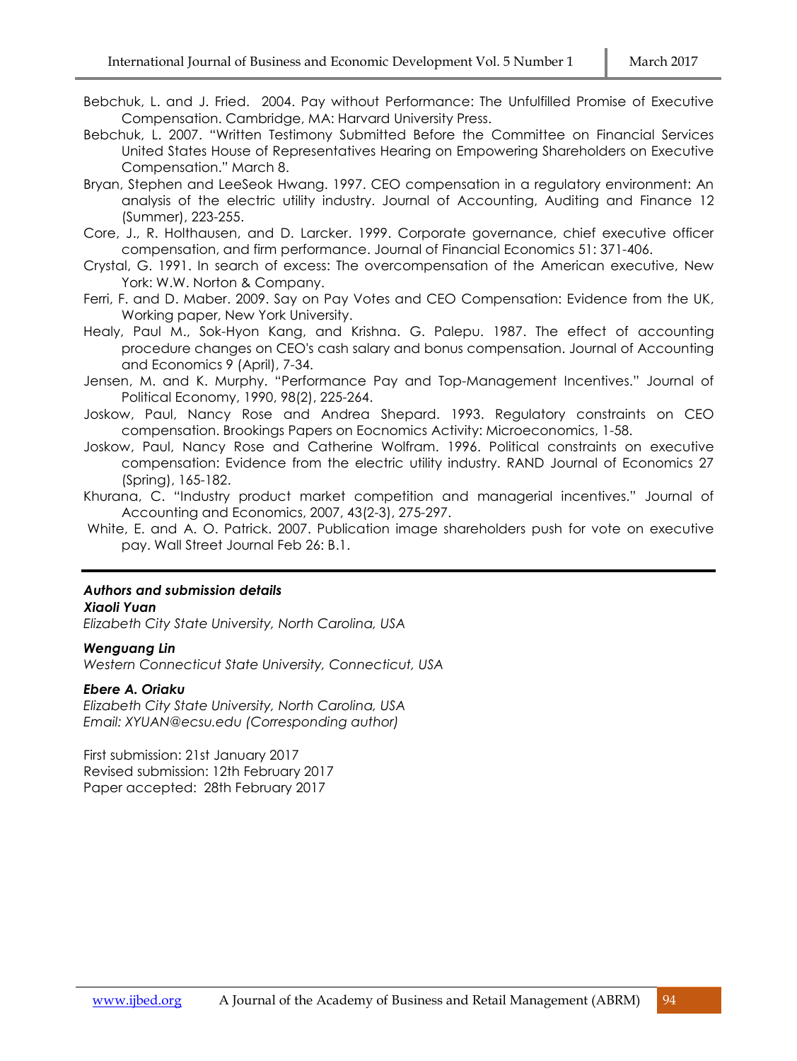Bebchuk, L. and J. Fried. 2004. Pay without Performance: The Unfulfilled Promise of Executive Compensation. Cambridge, MA: Harvard University Press.

Bebchuk, L. 2007. "Written Testimony Submitted Before the Committee on Financial Services United States House of Representatives Hearing on Empowering Shareholders on Executive Compensation." March 8.

Bryan, Stephen and LeeSeok Hwang. 1997. CEO compensation in a regulatory environment: An analysis of the electric utility industry. Journal of Accounting, Auditing and Finance 12 (Summer), 223-255.

Core, J., R. Holthausen, and D. Larcker. 1999. Corporate governance, chief executive officer compensation, and firm performance. Journal of Financial Economics 51: 371-406.

Crystal, G. 1991. In search of excess: The overcompensation of the American executive, New York: W.W. Norton & Company.

Ferri, F. and D. Maber. 2009. Say on Pay Votes and CEO Compensation: Evidence from the UK, Working paper, New York University.

Healy, Paul M., Sok-Hyon Kang, and Krishna. G. Palepu. 1987. The effect of accounting procedure changes on CEO's cash salary and bonus compensation. Journal of Accounting and Economics 9 (April), 7-34.

Jensen, M. and K. Murphy. "Performance Pay and Top-Management Incentives." Journal of Political Economy, 1990, 98(2), 225-264.

Joskow, Paul, Nancy Rose and Andrea Shepard. 1993. Regulatory constraints on CEO compensation. Brookings Papers on Eocnomics Activity: Microeconomics, 1-58.

Joskow, Paul, Nancy Rose and Catherine Wolfram. 1996. Political constraints on executive compensation: Evidence from the electric utility industry. RAND Journal of Economics 27 (Spring), 165-182.

Khurana, C. "Industry product market competition and managerial incentives." Journal of Accounting and Economics, 2007, 43(2-3), 275-297.

White, E. and A. O. Patrick. 2007. Publication image shareholders push for vote on executive pay. Wall Street Journal Feb 26: B.1.

---

***Authors and submission details***

***Xiaoli Yuan***
*Elizabeth City State University, North Carolina, USA*

***Wenguang Lin***
*Western Connecticut State University, Connecticut, USA*

***Ebere A. Oriaku***
*Elizabeth City State University, North Carolina, USA*
*Email: XYUAN@ecsu.edu (Corresponding author)*

First submission: 21st January 2017
Revised submission: 12th February 2017
Paper accepted: 28th February 2017